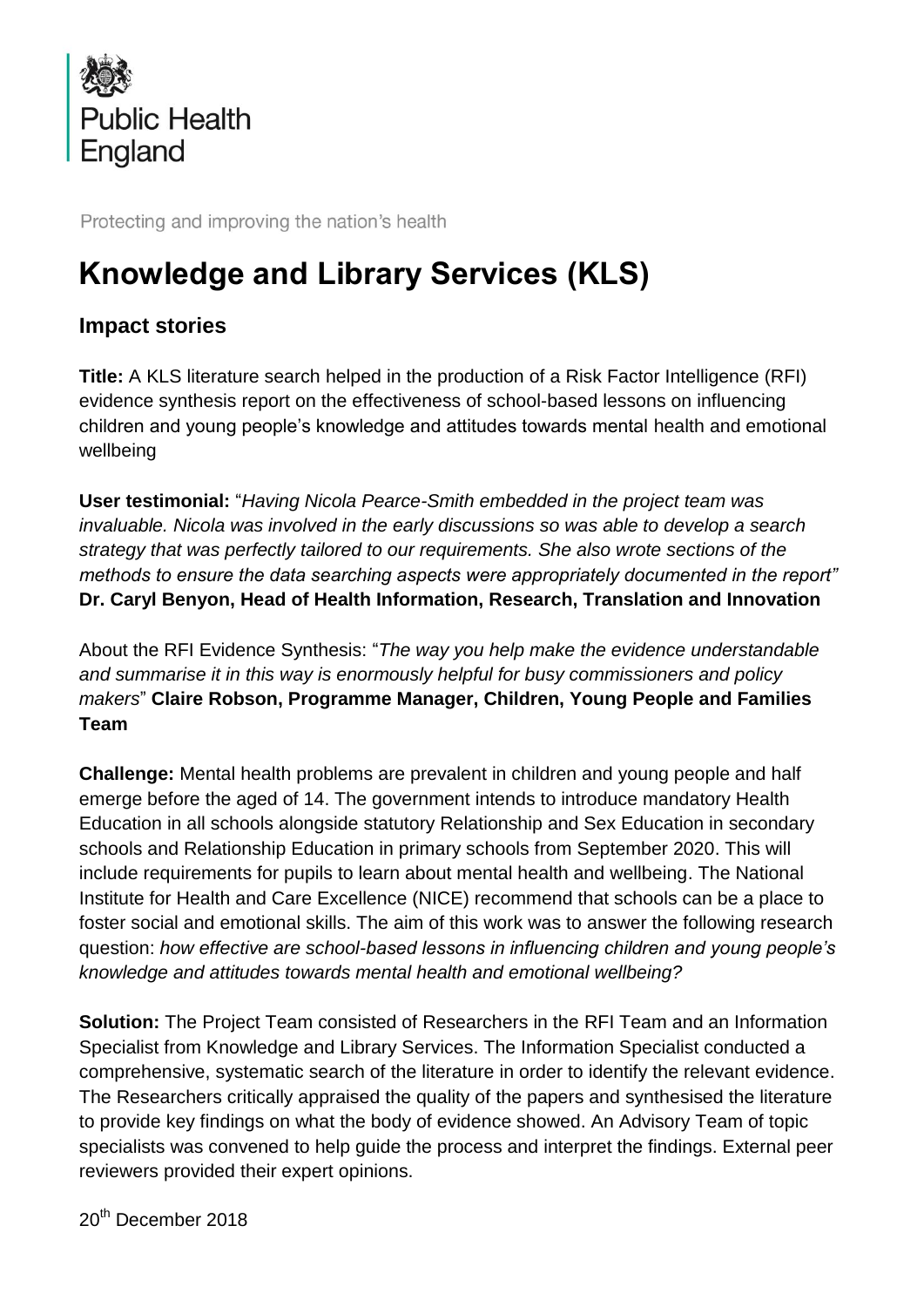Public Health England

Protecting and improving the nation's health

# Knowledge and Library Services (KLS)

## Impact stories

**Title:** A KLS literature search helped in the production of a Risk Factor Intelligence (RFI) evidence synthesis report on the effectiveness of school-based lessons on influencing children and young people's knowledge and attitudes towards mental health and emotional wellbeing

**User testimonial:** "*Having Nicola Pearce-Smith embedded in the project team was invaluable. Nicola was involved in the early discussions so was able to develop a search strategy that was perfectly tailored to our requirements. She also wrote sections of the methods to ensure the data searching aspects were appropriately documented in the report"* **Dr. Caryl Benyon, Head of Health Information, Research, Translation and Innovation**

About the RFI Evidence Synthesis: "*The way you help make the evidence understandable and summarise it in this way is enormously helpful for busy commissioners and policy makers*" **Claire Robson, Programme Manager, Children, Young People and Families Team**

**Challenge:** Mental health problems are prevalent in children and young people and half emerge before the aged of 14. The government intends to introduce mandatory Health Education in all schools alongside statutory Relationship and Sex Education in secondary schools and Relationship Education in primary schools from September 2020. This will include requirements for pupils to learn about mental health and wellbeing. The National Institute for Health and Care Excellence (NICE) recommend that schools can be a place to foster social and emotional skills. The aim of this work was to answer the following research question: *how effective are school-based lessons in influencing children and young people's knowledge and attitudes towards mental health and emotional wellbeing?*

**Solution:** The Project Team consisted of Researchers in the RFI Team and an Information Specialist from Knowledge and Library Services. The Information Specialist conducted a comprehensive, systematic search of the literature in order to identify the relevant evidence. The Researchers critically appraised the quality of the papers and synthesised the literature to provide key findings on what the body of evidence showed. An Advisory Team of topic specialists was convened to help guide the process and interpret the findings. External peer reviewers provided their expert opinions.

20th December 2018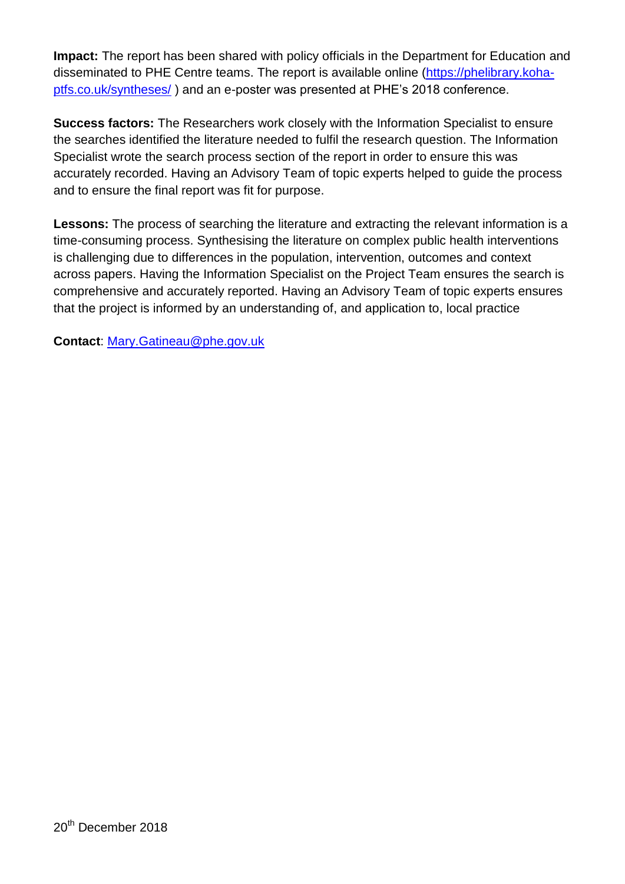**Impact:** The report has been shared with policy officials in the Department for Education and disseminated to PHE Centre teams. The report is available online (https://phelibrary.koha-ptfs.co.uk/syntheses/ ) and an e-poster was presented at PHE's 2018 conference.

**Success factors:** The Researchers work closely with the Information Specialist to ensure the searches identified the literature needed to fulfil the research question. The Information Specialist wrote the search process section of the report in order to ensure this was accurately recorded. Having an Advisory Team of topic experts helped to guide the process and to ensure the final report was fit for purpose.

**Lessons:** The process of searching the literature and extracting the relevant information is a time-consuming process. Synthesising the literature on complex public health interventions is challenging due to differences in the population, intervention, outcomes and context across papers. Having the Information Specialist on the Project Team ensures the search is comprehensive and accurately reported. Having an Advisory Team of topic experts ensures that the project is informed by an understanding of, and application to, local practice

**Contact**: Mary.Gatineau@phe.gov.uk

20th December 2018